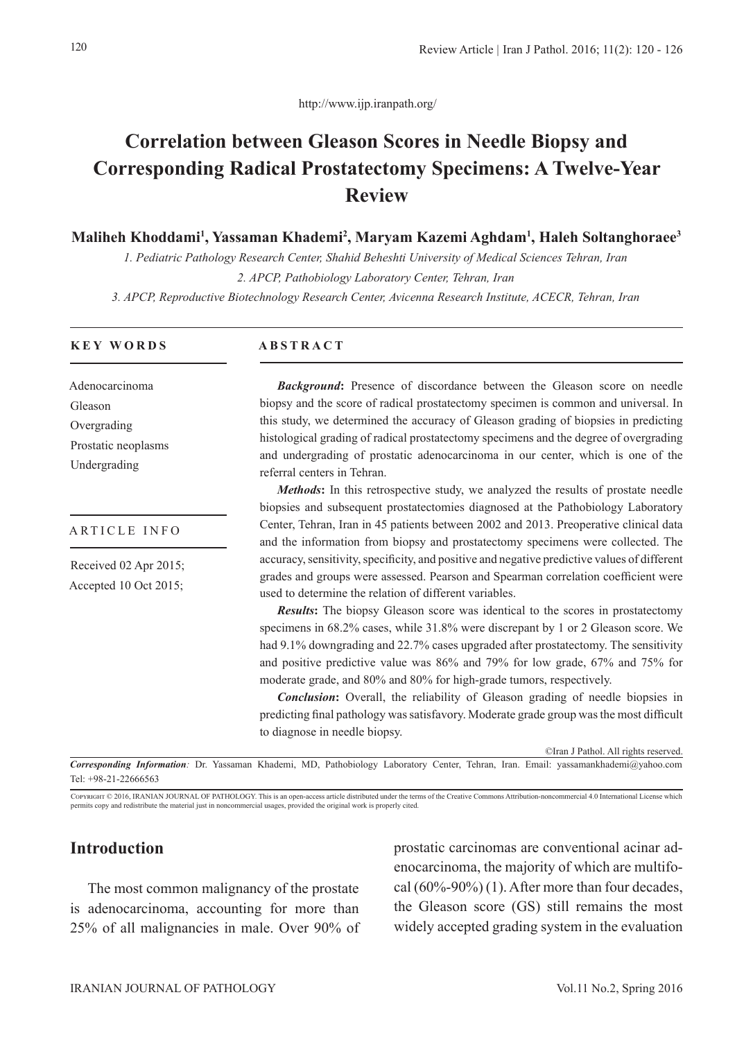http://www.ijp.iranpath.org/

# Correlation between Gleason Scores in Needle Biopsy and Corresponding Radical Prostatectomy Specimens: A Twelve-Year Review

**Maliheh Khoddami[1], Yassaman Khademi[2], Maryam Kazemi Aghdam[1], Haleh Soltanghoraee[3]**

*1. Pediatric Pathology Research Center, Shahid Beheshti University of Medical Sciences Tehran, Iran*

*2. APCP, Pathobiology Laboratory Center, Tehran, Iran*

*3. APCP, Reproductive Biotechnology Research Center, Avicenna Research Institute, ACECR, Tehran, Iran*

**KEY WORDS**

Adenocarcinoma
Gleason
Overgrading
Prostatic neoplasms
Undergrading

**ARTICLE INFO**

Received 02 Apr 2015;
Accepted 10 Oct 2015;

**ABSTRACT**

***Background*:** Presence of discordance between the Gleason score on needle biopsy and the score of radical prostatectomy specimen is common and universal. In this study, we determined the accuracy of Gleason grading of biopsies in predicting histological grading of radical prostatectomy specimens and the degree of overgrading and undergrading of prostatic adenocarcinoma in our center, which is one of the referral centers in Tehran.

***Methods*:** In this retrospective study, we analyzed the results of prostate needle biopsies and subsequent prostatectomies diagnosed at the Pathobiology Laboratory Center, Tehran, Iran in 45 patients between 2002 and 2013. Preoperative clinical data and the information from biopsy and prostatectomy specimens were collected. The accuracy, sensitivity, specificity, and positive and negative predictive values of different grades and groups were assessed. Pearson and Spearman correlation coefficient were used to determine the relation of different variables.

***Results*:** The biopsy Gleason score was identical to the scores in prostatectomy specimens in 68.2% cases, while 31.8% were discrepant by 1 or 2 Gleason score. We had 9.1% downgrading and 22.7% cases upgraded after prostatectomy. The sensitivity and positive predictive value was 86% and 79% for low grade, 67% and 75% for moderate grade, and 80% and 80% for high-grade tumors, respectively.

***Conclusion*:** Overall, the reliability of Gleason grading of needle biopsies in predicting final pathology was satisfavory. Moderate grade group was the most difficult to diagnose in needle biopsy.

©Iran J Pathol. All rights reserved.

***Corresponding Information**:* Dr. Yassaman Khademi, MD, Pathobiology Laboratory Center, Tehran, Iran. Email: yassamankhademi@yahoo.com Tel: +98-21-22666563

Copyright © 2016, Iranian Journal of Pathology. This is an open-access article distributed under the terms of the Creative Commons Attribution-noncommercial 4.0 International License which permits copy and redistribute the material just in noncommercial usages, provided the original work is properly cited.

## Introduction

The most common malignancy of the prostate is adenocarcinoma, accounting for more than 25% of all malignancies in male. Over 90% of prostatic carcinomas are conventional acinar adenocarcinoma, the majority of which are multifocal (60%-90%) (1). After more than four decades, the Gleason score (GS) still remains the most widely accepted grading system in the evaluation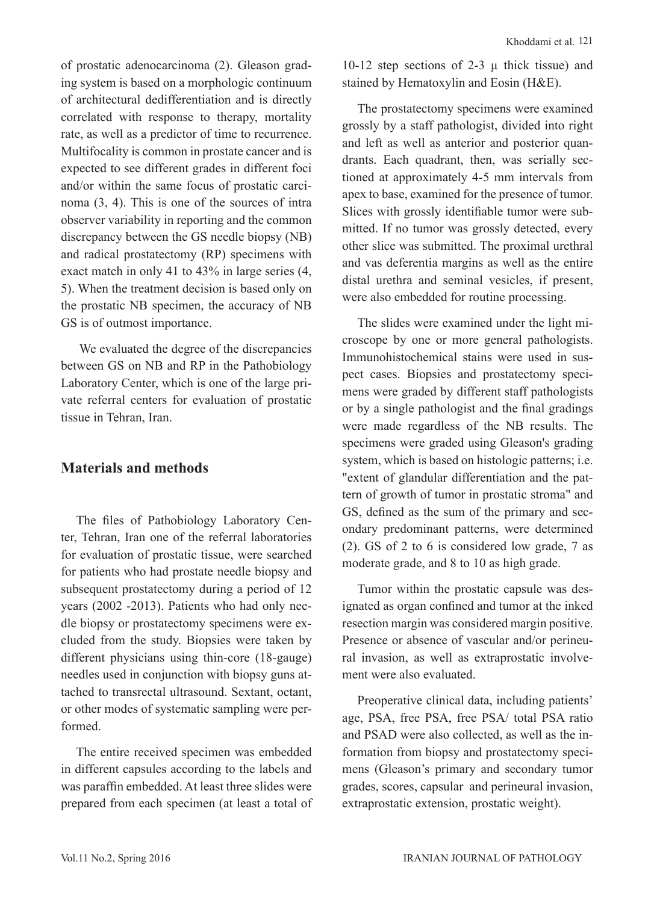of prostatic adenocarcinoma (2). Gleason grading system is based on a morphologic continuum of architectural dedifferentiation and is directly correlated with response to therapy, mortality rate, as well as a predictor of time to recurrence. Multifocality is common in prostate cancer and is expected to see different grades in different foci and/or within the same focus of prostatic carcinoma (3, 4). This is one of the sources of intra observer variability in reporting and the common discrepancy between the GS needle biopsy (NB) and radical prostatectomy (RP) specimens with exact match in only 41 to 43% in large series (4, 5). When the treatment decision is based only on the prostatic NB specimen, the accuracy of NB GS is of outmost importance.

We evaluated the degree of the discrepancies between GS on NB and RP in the Pathobiology Laboratory Center, which is one of the large private referral centers for evaluation of prostatic tissue in Tehran, Iran.

## Materials and methods

The files of Pathobiology Laboratory Center, Tehran, Iran one of the referral laboratories for evaluation of prostatic tissue, were searched for patients who had prostate needle biopsy and subsequent prostatectomy during a period of 12 years (2002 -2013). Patients who had only needle biopsy or prostatectomy specimens were excluded from the study. Biopsies were taken by different physicians using thin-core (18-gauge) needles used in conjunction with biopsy guns attached to transrectal ultrasound. Sextant, octant, or other modes of systematic sampling were performed.

The entire received specimen was embedded in different capsules according to the labels and was paraffin embedded. At least three slides were prepared from each specimen (at least a total of 10-12 step sections of 2-3 µ thick tissue) and stained by Hematoxylin and Eosin (H&E).

The prostatectomy specimens were examined grossly by a staff pathologist, divided into right and left as well as anterior and posterior quandrants. Each quadrant, then, was serially sectioned at approximately 4-5 mm intervals from apex to base, examined for the presence of tumor. Slices with grossly identifiable tumor were submitted. If no tumor was grossly detected, every other slice was submitted. The proximal urethral and vas deferentia margins as well as the entire distal urethra and seminal vesicles, if present, were also embedded for routine processing.

The slides were examined under the light microscope by one or more general pathologists. Immunohistochemical stains were used in suspect cases. Biopsies and prostatectomy specimens were graded by different staff pathologists or by a single pathologist and the final gradings were made regardless of the NB results. The specimens were graded using Gleason's grading system, which is based on histologic patterns; i.e. "extent of glandular differentiation and the pattern of growth of tumor in prostatic stroma" and GS, defined as the sum of the primary and secondary predominant patterns, were determined (2). GS of 2 to 6 is considered low grade, 7 as moderate grade, and 8 to 10 as high grade.

Tumor within the prostatic capsule was designated as organ confined and tumor at the inked resection margin was considered margin positive. Presence or absence of vascular and/or perineural invasion, as well as extraprostatic involvement were also evaluated.

Preoperative clinical data, including patients' age, PSA, free PSA, free PSA/ total PSA ratio and PSAD were also collected, as well as the information from biopsy and prostatectomy specimens (Gleason's primary and secondary tumor grades, scores, capsular and perineural invasion, extraprostatic extension, prostatic weight).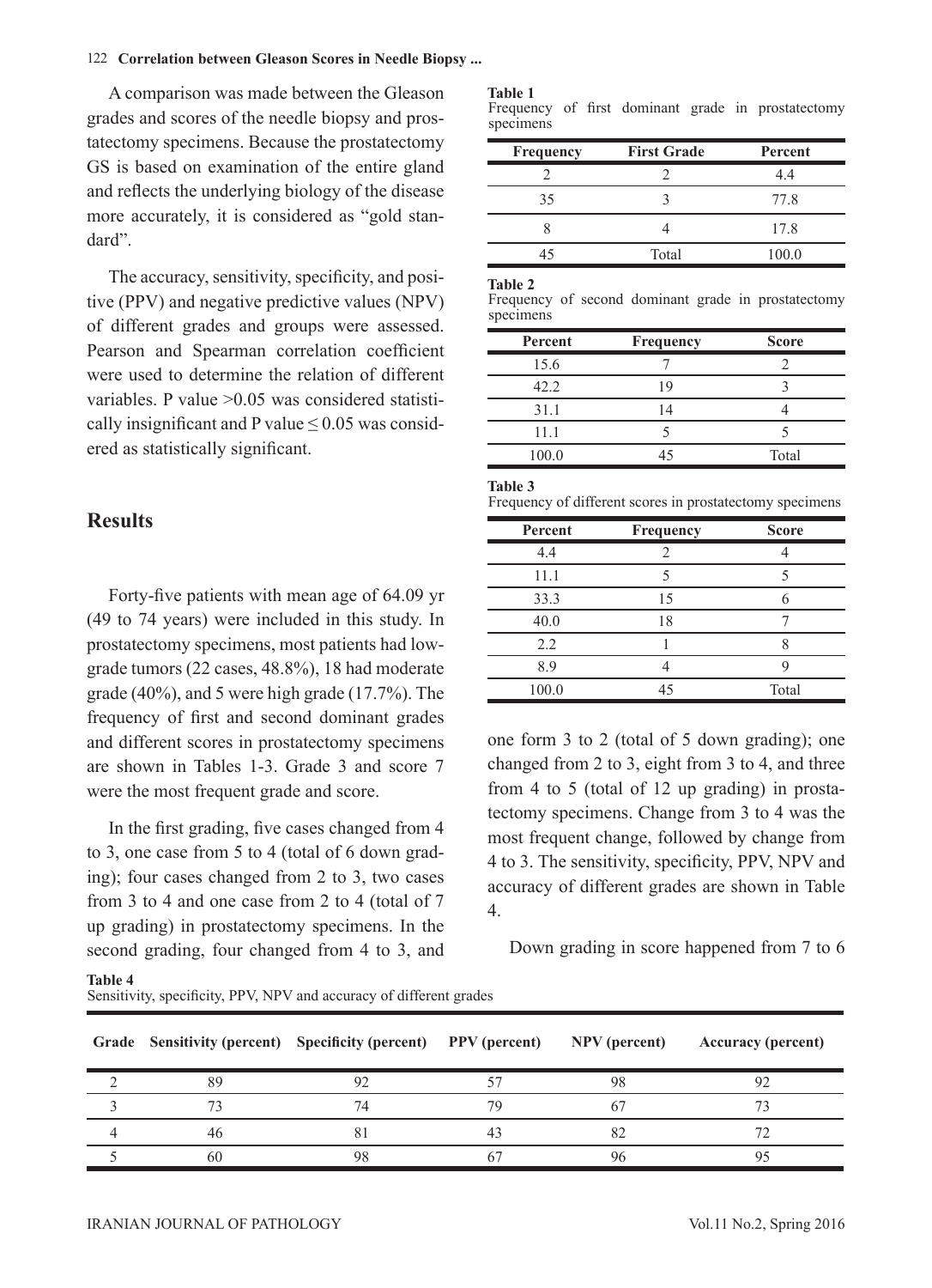A comparison was made between the Gleason grades and scores of the needle biopsy and prostatectomy specimens. Because the prostatectomy GS is based on examination of the entire gland and reflects the underlying biology of the disease more accurately, it is considered as "gold standard".

The accuracy, sensitivity, specificity, and positive (PPV) and negative predictive values (NPV) of different grades and groups were assessed. Pearson and Spearman correlation coefficient were used to determine the relation of different variables. P value >0.05 was considered statistically insignificant and P value ≤ 0.05 was considered as statistically significant.

## Results

Forty-five patients with mean age of 64.09 yr (49 to 74 years) were included in this study. In prostatectomy specimens, most patients had low-grade tumors (22 cases, 48.8%), 18 had moderate grade (40%), and 5 were high grade (17.7%). The frequency of first and second dominant grades and different scores in prostatectomy specimens are shown in Tables 1-3. Grade 3 and score 7 were the most frequent grade and score.

**Table 1**
Frequency of first dominant grade in prostatectomy specimens

| Frequency | First Grade | Percent |
|---|---|---|
| 2 | 2 | 4.4 |
| 35 | 3 | 77.8 |
| 8 | 4 | 17.8 |
| 45 | Total | 100.0 |

**Table 2**
Frequency of second dominant grade in prostatectomy specimens

| Percent | Frequency | Score |
|---|---|---|
| 15.6 | 7 | 2 |
| 42.2 | 19 | 3 |
| 31.1 | 14 | 4 |
| 11.1 | 5 | 5 |
| 100.0 | 45 | Total |

**Table 3**
Frequency of different scores in prostatectomy specimens

| Percent | Frequency | Score |
|---|---|---|
| 4.4 | 2 | 4 |
| 11.1 | 5 | 5 |
| 33.3 | 15 | 6 |
| 40.0 | 18 | 7 |
| 2.2 | 1 | 8 |
| 8.9 | 4 | 9 |
| 100.0 | 45 | Total |

In the first grading, five cases changed from 4 to 3, one case from 5 to 4 (total of 6 down grading); four cases changed from 2 to 3, two cases from 3 to 4 and one case from 2 to 4 (total of 7 up grading) in prostatectomy specimens. In the second grading, four changed from 4 to 3, and one form 3 to 2 (total of 5 down grading); one changed from 2 to 3, eight from 3 to 4, and three from 4 to 5 (total of 12 up grading) in prostatectomy specimens. Change from 3 to 4 was the most frequent change, followed by change from 4 to 3. The sensitivity, specificity, PPV, NPV and accuracy of different grades are shown in Table 4.

**Table 4**
Sensitivity, specificity, PPV, NPV and accuracy of different grades

| Grade | Sensitivity (percent) | Specificity (percent) | PPV (percent) | NPV (percent) | Accuracy (percent) |
|---|---|---|---|---|---|
| 2 | 89 | 92 | 57 | 98 | 92 |
| 3 | 73 | 74 | 79 | 67 | 73 |
| 4 | 46 | 81 | 43 | 82 | 72 |
| 5 | 60 | 98 | 67 | 96 | 95 |

Down grading in score happened from 7 to 6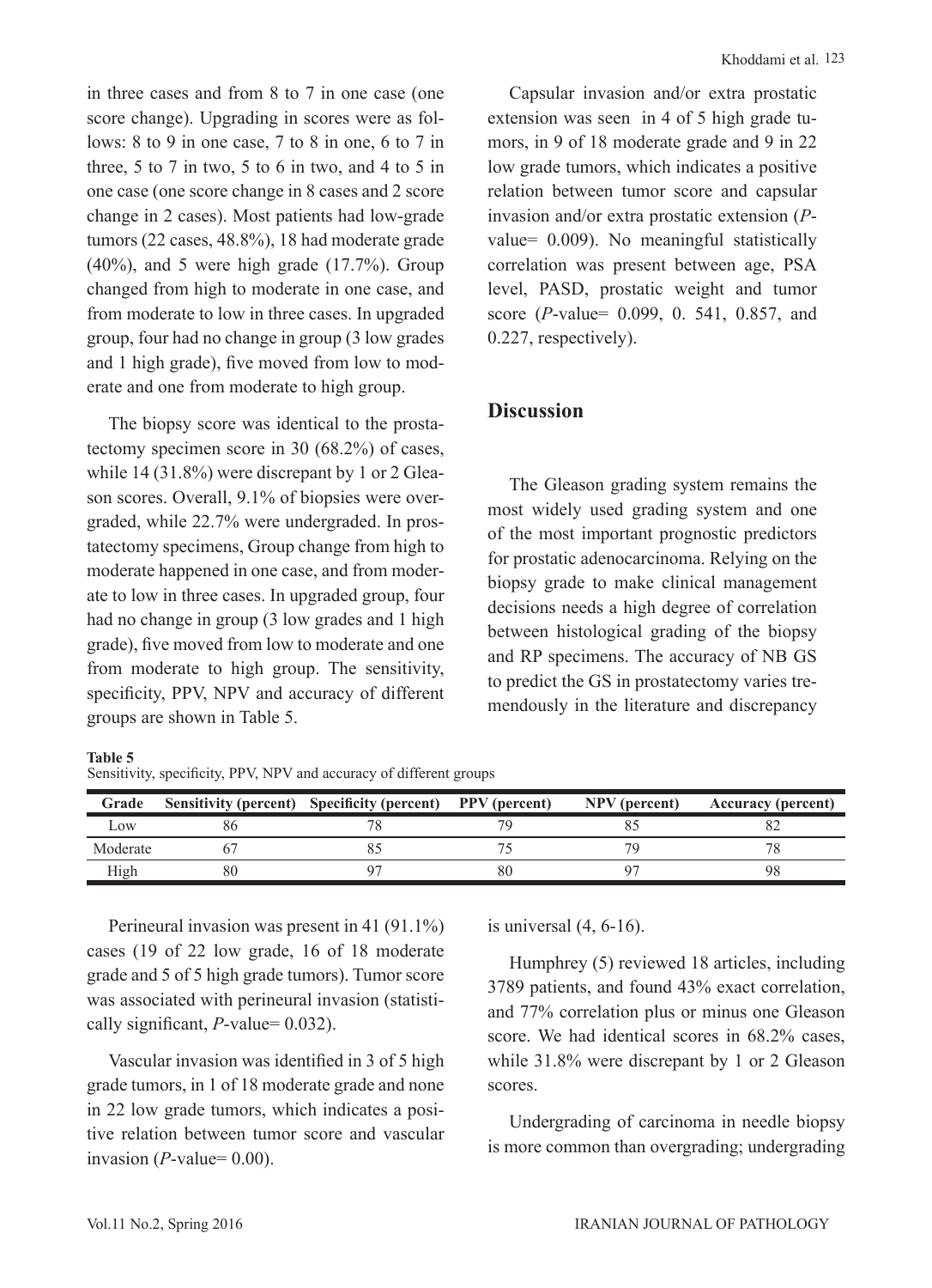in three cases and from 8 to 7 in one case (one score change). Upgrading in scores were as follows: 8 to 9 in one case, 7 to 8 in one, 6 to 7 in three, 5 to 7 in two, 5 to 6 in two, and 4 to 5 in one case (one score change in 8 cases and 2 score change in 2 cases). Most patients had low-grade tumors (22 cases, 48.8%), 18 had moderate grade (40%), and 5 were high grade (17.7%). Group changed from high to moderate in one case, and from moderate to low in three cases. In upgraded group, four had no change in group (3 low grades and 1 high grade), five moved from low to moderate and one from moderate to high group.

The biopsy score was identical to the prostatectomy specimen score in 30 (68.2%) of cases, while 14 (31.8%) were discrepant by 1 or 2 Gleason scores. Overall, 9.1% of biopsies were overgraded, while 22.7% were undergraded. In prostatectomy specimens, Group change from high to moderate happened in one case, and from moderate to low in three cases. In upgraded group, four had no change in group (3 low grades and 1 high grade), five moved from low to moderate and one from moderate to high group. The sensitivity, specificity, PPV, NPV and accuracy of different groups are shown in Table 5.

Capsular invasion and/or extra prostatic extension was seen in 4 of 5 high grade tumors, in 9 of 18 moderate grade and 9 in 22 low grade tumors, which indicates a positive relation between tumor score and capsular invasion and/or extra prostatic extension (*P*-value= 0.009). No meaningful statistically correlation was present between age, PSA level, PASD, prostatic weight and tumor score (*P*-value= 0.099, 0. 541, 0.857, and 0.227, respectively).

**Table 5**
Sensitivity, specificity, PPV, NPV and accuracy of different groups

| Grade | Sensitivity (percent) | Specificity (percent) | PPV (percent) | NPV (percent) | Accuracy (percent) |
|---|---|---|---|---|---|
| Low | 86 | 78 | 79 | 85 | 82 |
| Moderate | 67 | 85 | 75 | 79 | 78 |
| High | 80 | 97 | 80 | 97 | 98 |

Perineural invasion was present in 41 (91.1%) cases (19 of 22 low grade, 16 of 18 moderate grade and 5 of 5 high grade tumors). Tumor score was associated with perineural invasion (statistically significant, *P*-value= 0.032).

Vascular invasion was identified in 3 of 5 high grade tumors, in 1 of 18 moderate grade and none in 22 low grade tumors, which indicates a positive relation between tumor score and vascular invasion (*P*-value= 0.00).

## Discussion

The Gleason grading system remains the most widely used grading system and one of the most important prognostic predictors for prostatic adenocarcinoma. Relying on the biopsy grade to make clinical management decisions needs a high degree of correlation between histological grading of the biopsy and RP specimens. The accuracy of NB GS to predict the GS in prostatectomy varies tremendously in the literature and discrepancy is universal (4, 6-16).

Humphrey (5) reviewed 18 articles, including 3789 patients, and found 43% exact correlation, and 77% correlation plus or minus one Gleason score. We had identical scores in 68.2% cases, while 31.8% were discrepant by 1 or 2 Gleason scores.

Undergrading of carcinoma in needle biopsy is more common than overgrading; undergrading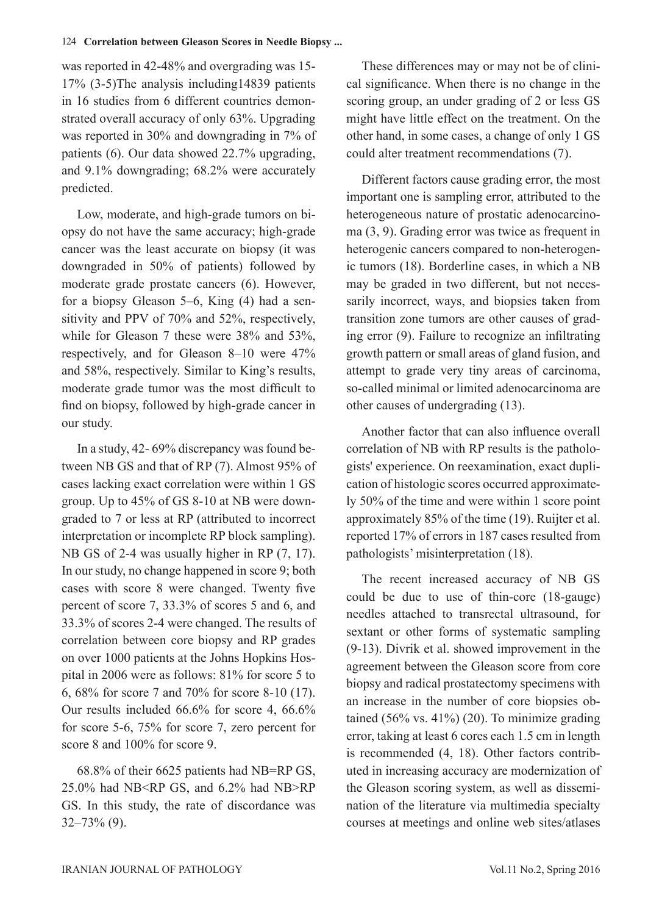was reported in 42-48% and overgrading was 15-17% (3-5)The analysis including14839 patients in 16 studies from 6 different countries demonstrated overall accuracy of only 63%. Upgrading was reported in 30% and downgrading in 7% of patients (6). Our data showed 22.7% upgrading, and 9.1% downgrading; 68.2% were accurately predicted.

Low, moderate, and high-grade tumors on biopsy do not have the same accuracy; high-grade cancer was the least accurate on biopsy (it was downgraded in 50% of patients) followed by moderate grade prostate cancers (6). However, for a biopsy Gleason 5–6, King (4) had a sensitivity and PPV of 70% and 52%, respectively, while for Gleason 7 these were 38% and 53%, respectively, and for Gleason 8–10 were 47% and 58%, respectively. Similar to King's results, moderate grade tumor was the most difficult to find on biopsy, followed by high-grade cancer in our study.

In a study, 42- 69% discrepancy was found between NB GS and that of RP (7). Almost 95% of cases lacking exact correlation were within 1 GS group. Up to 45% of GS 8-10 at NB were downgraded to 7 or less at RP (attributed to incorrect interpretation or incomplete RP block sampling). NB GS of 2-4 was usually higher in RP (7, 17). In our study, no change happened in score 9; both cases with score 8 were changed. Twenty five percent of score 7, 33.3% of scores 5 and 6, and 33.3% of scores 2-4 were changed. The results of correlation between core biopsy and RP grades on over 1000 patients at the Johns Hopkins Hospital in 2006 were as follows: 81% for score 5 to 6, 68% for score 7 and 70% for score 8-10 (17). Our results included 66.6% for score 4, 66.6% for score 5-6, 75% for score 7, zero percent for score 8 and 100% for score 9.

68.8% of their 6625 patients had NB=RP GS, 25.0% had NB<RP GS, and 6.2% had NB>RP GS. In this study, the rate of discordance was 32–73% (9).

These differences may or may not be of clinical significance. When there is no change in the scoring group, an under grading of 2 or less GS might have little effect on the treatment. On the other hand, in some cases, a change of only 1 GS could alter treatment recommendations (7).

Different factors cause grading error, the most important one is sampling error, attributed to the heterogeneous nature of prostatic adenocarcinoma (3, 9). Grading error was twice as frequent in heterogenic cancers compared to non-heterogenic tumors (18). Borderline cases, in which a NB may be graded in two different, but not necessarily incorrect, ways, and biopsies taken from transition zone tumors are other causes of grading error (9). Failure to recognize an infiltrating growth pattern or small areas of gland fusion, and attempt to grade very tiny areas of carcinoma, so-called minimal or limited adenocarcinoma are other causes of undergrading (13).

Another factor that can also influence overall correlation of NB with RP results is the pathologists' experience. On reexamination, exact duplication of histologic scores occurred approximately 50% of the time and were within 1 score point approximately 85% of the time (19). Ruijter et al. reported 17% of errors in 187 cases resulted from pathologists' misinterpretation (18).

The recent increased accuracy of NB GS could be due to use of thin-core (18-gauge) needles attached to transrectal ultrasound, for sextant or other forms of systematic sampling (9-13). Divrik et al. showed improvement in the agreement between the Gleason score from core biopsy and radical prostatectomy specimens with an increase in the number of core biopsies obtained (56% vs. 41%) (20). To minimize grading error, taking at least 6 cores each 1.5 cm in length is recommended (4, 18). Other factors contributed in increasing accuracy are modernization of the Gleason scoring system, as well as dissemination of the literature via multimedia specialty courses at meetings and online web sites/atlases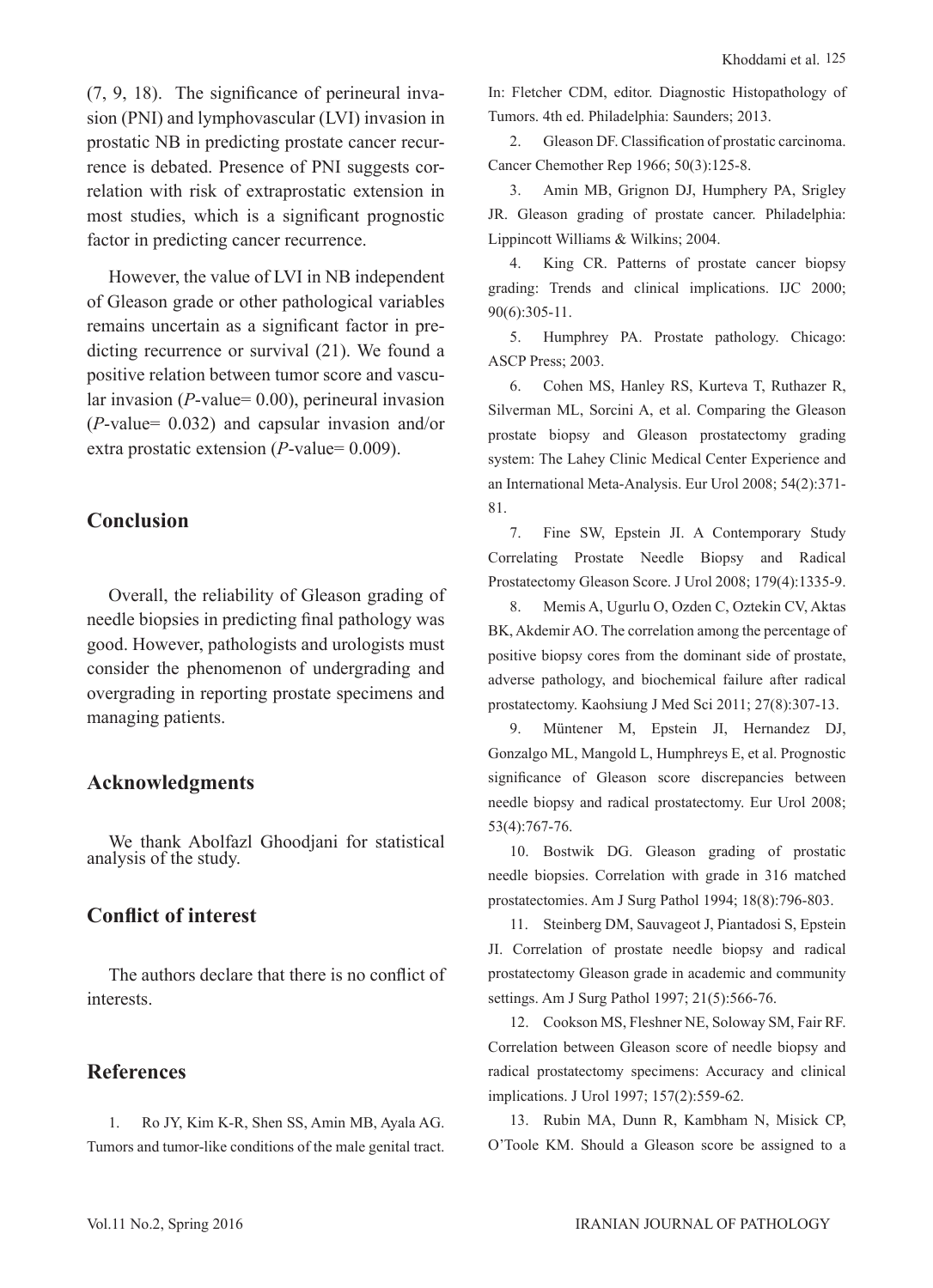(7, 9, 18). The significance of perineural invasion (PNI) and lymphovascular (LVI) invasion in prostatic NB in predicting prostate cancer recurrence is debated. Presence of PNI suggests correlation with risk of extraprostatic extension in most studies, which is a significant prognostic factor in predicting cancer recurrence.

However, the value of LVI in NB independent of Gleason grade or other pathological variables remains uncertain as a significant factor in predicting recurrence or survival (21). We found a positive relation between tumor score and vascular invasion (*P*-value= 0.00), perineural invasion (*P*-value= 0.032) and capsular invasion and/or extra prostatic extension (*P*-value= 0.009).

## Conclusion

Overall, the reliability of Gleason grading of needle biopsies in predicting final pathology was good. However, pathologists and urologists must consider the phenomenon of undergrading and overgrading in reporting prostate specimens and managing patients.

## Acknowledgments

We thank Abolfazl Ghoodjani for statistical analysis of the study.

## Conflict of interest

The authors declare that there is no conflict of interests.

## References

1. Ro JY, Kim K-R, Shen SS, Amin MB, Ayala AG. Tumors and tumor-like conditions of the male genital tract. In: Fletcher CDM, editor. Diagnostic Histopathology of Tumors. 4th ed. Philadelphia: Saunders; 2013.
2. Gleason DF. Classification of prostatic carcinoma. Cancer Chemother Rep 1966; 50(3):125-8.
3. Amin MB, Grignon DJ, Humphery PA, Srigley JR. Gleason grading of prostate cancer. Philadelphia: Lippincott Williams & Wilkins; 2004.
4. King CR. Patterns of prostate cancer biopsy grading: Trends and clinical implications. IJC 2000; 90(6):305-11.
5. Humphrey PA. Prostate pathology. Chicago: ASCP Press; 2003.
6. Cohen MS, Hanley RS, Kurteva T, Ruthazer R, Silverman ML, Sorcini A, et al. Comparing the Gleason prostate biopsy and Gleason prostatectomy grading system: The Lahey Clinic Medical Center Experience and an International Meta-Analysis. Eur Urol 2008; 54(2):371-81.
7. Fine SW, Epstein JI. A Contemporary Study Correlating Prostate Needle Biopsy and Radical Prostatectomy Gleason Score. J Urol 2008; 179(4):1335-9.
8. Memis A, Ugurlu O, Ozden C, Oztekin CV, Aktas BK, Akdemir AO. The correlation among the percentage of positive biopsy cores from the dominant side of prostate, adverse pathology, and biochemical failure after radical prostatectomy. Kaohsiung J Med Sci 2011; 27(8):307-13.
9. Müntener M, Epstein JI, Hernandez DJ, Gonzalgo ML, Mangold L, Humphreys E, et al. Prognostic significance of Gleason score discrepancies between needle biopsy and radical prostatectomy. Eur Urol 2008; 53(4):767-76.
10. Bostwik DG. Gleason grading of prostatic needle biopsies. Correlation with grade in 316 matched prostatectomies. Am J Surg Pathol 1994; 18(8):796-803.
11. Steinberg DM, Sauvageot J, Piantadosi S, Epstein JI. Correlation of prostate needle biopsy and radical prostatectomy Gleason grade in academic and community settings. Am J Surg Pathol 1997; 21(5):566-76.
12. Cookson MS, Fleshner NE, Soloway SM, Fair RF. Correlation between Gleason score of needle biopsy and radical prostatectomy specimens: Accuracy and clinical implications. J Urol 1997; 157(2):559-62.
13. Rubin MA, Dunn R, Kambham N, Misick CP, O'Toole KM. Should a Gleason score be assigned to a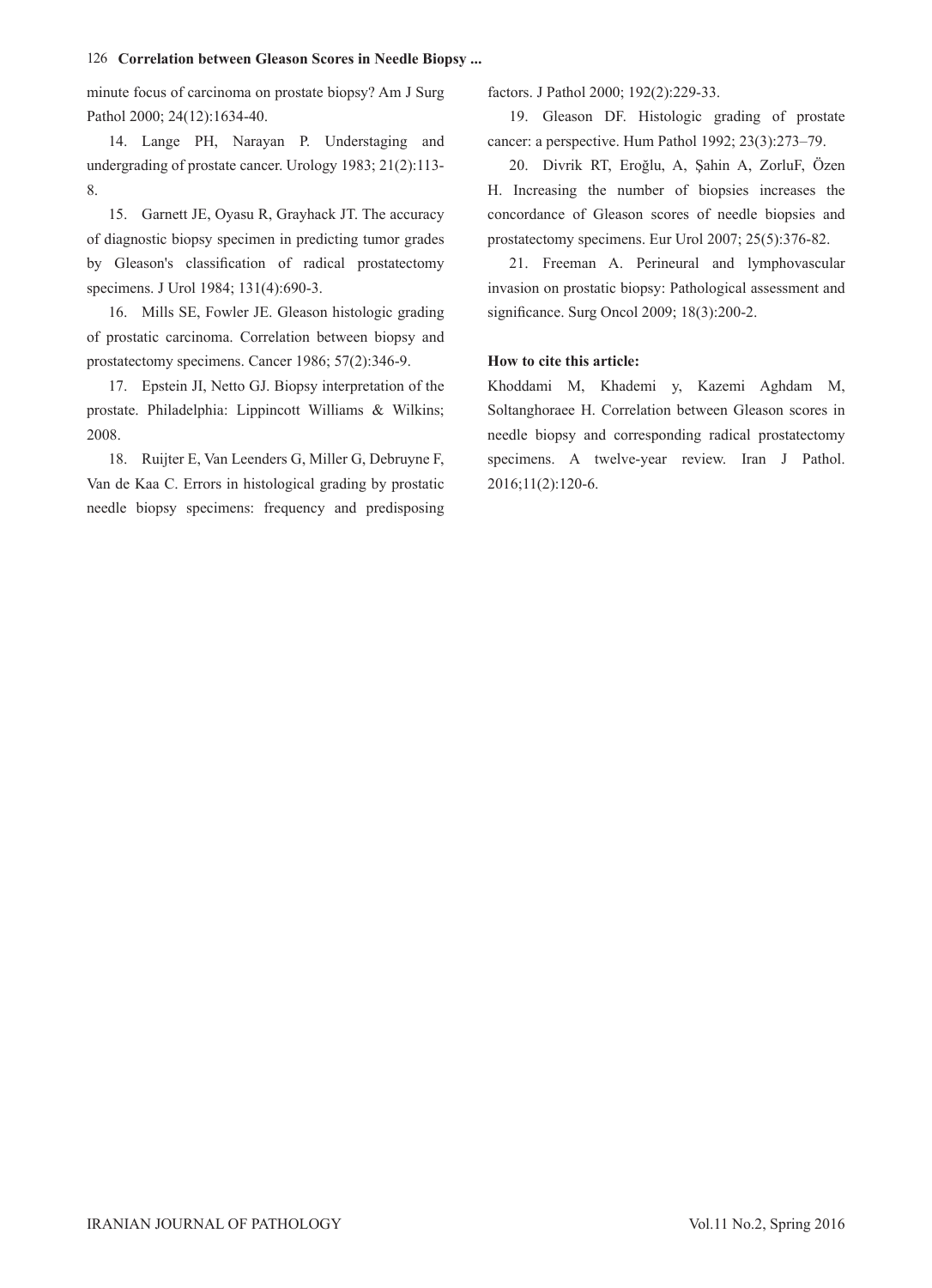minute focus of carcinoma on prostate biopsy? Am J Surg Pathol 2000; 24(12):1634-40.

14. Lange PH, Narayan P. Understaging and undergrading of prostate cancer. Urology 1983; 21(2):113-8.

15. Garnett JE, Oyasu R, Grayhack JT. The accuracy of diagnostic biopsy specimen in predicting tumor grades by Gleason's classification of radical prostatectomy specimens. J Urol 1984; 131(4):690-3.

16. Mills SE, Fowler JE. Gleason histologic grading of prostatic carcinoma. Correlation between biopsy and prostatectomy specimens. Cancer 1986; 57(2):346-9.

17. Epstein JI, Netto GJ. Biopsy interpretation of the prostate. Philadelphia: Lippincott Williams & Wilkins; 2008.

18. Ruijter E, Van Leenders G, Miller G, Debruyne F, Van de Kaa C. Errors in histological grading by prostatic needle biopsy specimens: frequency and predisposing factors. J Pathol 2000; 192(2):229-33.

19. Gleason DF. Histologic grading of prostate cancer: a perspective. Hum Pathol 1992; 23(3):273–79.

20. Divrik RT, Eroğlu, A, Şahin A, ZorluF, Özen H. Increasing the number of biopsies increases the concordance of Gleason scores of needle biopsies and prostatectomy specimens. Eur Urol 2007; 25(5):376-82.

21. Freeman A. Perineural and lymphovascular invasion on prostatic biopsy: Pathological assessment and significance. Surg Oncol 2009; 18(3):200-2.

**How to cite this article:**

Khoddami M, Khademi y, Kazemi Aghdam M, Soltanghoraee H. Correlation between Gleason scores in needle biopsy and corresponding radical prostatectomy specimens. A twelve-year review. Iran J Pathol. 2016;11(2):120-6.